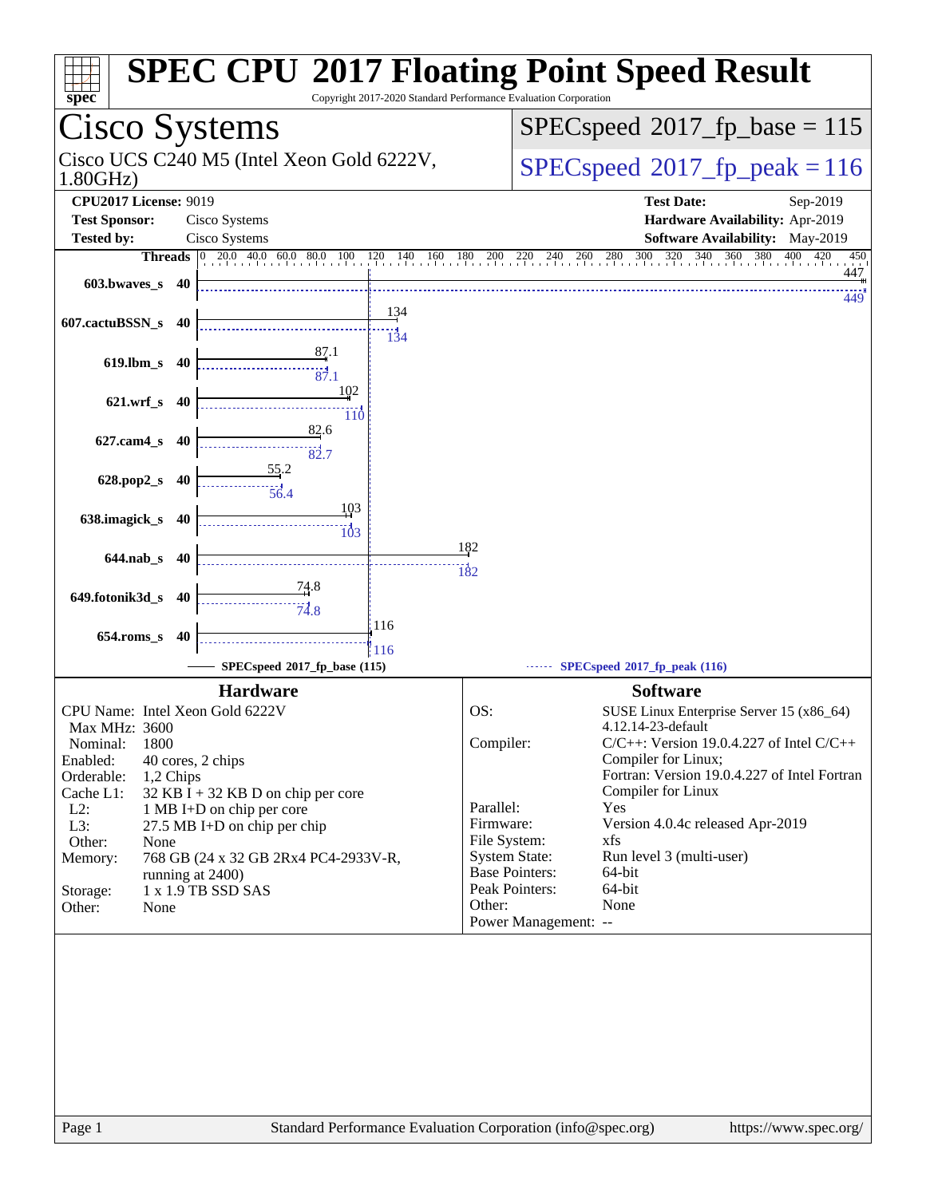# SPEC CPU 2017 Floating Point Speed Result

Copyright 2017-2020 Standard Performance Evaluation Corporation

## Cisco Systems

Cisco UCS C240 M5 (Intel Xeon Gold 6222V, 1.80GHz)

SPECspeed 2017_fp_base = 115

SPECspeed 2017_fp_peak = 116

**CPU2017 License:** 9019
**Test Sponsor:** Cisco Systems
**Tested by:** Cisco Systems

**Test Date:** Sep-2019
**Hardware Availability:** Apr-2019
**Software Availability:** May-2019

| Benchmark | Threads | Base | Peak |
|---|---|---|---|
| 603.bwaves_s | 40 | 447 | 449 |
| 607.cactuBSSN_s | 40 | 134 | 134 |
| 619.lbm_s | 40 | 87.1 | 87.1 |
| 621.wrf_s | 40 | 102 | 110 |
| 627.cam4_s | 40 | 82.6 | 82.7 |
| 628.pop2_s | 40 | 55.2 | 56.4 |
| 638.imagick_s | 40 | 103 | 103 |
| 644.nab_s | 40 | 182 | 182 |
| 649.fotonik3d_s | 40 | 74.8 | 74.8 |
| 654.roms_s | 40 | 116 | 116 |

SPECspeed 2017_fp_base (115) — SPECspeed 2017_fp_peak (116)

### Hardware

| | |
|---|---|
| CPU Name: | Intel Xeon Gold 6222V |
| Max MHz: | 3600 |
| Nominal: | 1800 |
| Enabled: | 40 cores, 2 chips |
| Orderable: | 1,2 Chips |
| Cache L1: | 32 KB I + 32 KB D on chip per core |
| L2: | 1 MB I+D on chip per core |
| L3: | 27.5 MB I+D on chip per chip |
| Other: | None |
| Memory: | 768 GB (24 x 32 GB 2Rx4 PC4-2933V-R, running at 2400) |
| Storage: | 1 x 1.9 TB SSD SAS |
| Other: | None |

### Software

| | |
|---|---|
| OS: | SUSE Linux Enterprise Server 15 (x86_64) 4.12.14-23-default |
| Compiler: | C/C++: Version 19.0.4.227 of Intel C/C++ Compiler for Linux; Fortran: Version 19.0.4.227 of Intel Fortran Compiler for Linux |
| Parallel: | Yes |
| Firmware: | Version 4.0.4c released Apr-2019 |
| File System: | xfs |
| System State: | Run level 3 (multi-user) |
| Base Pointers: | 64-bit |
| Peak Pointers: | 64-bit |
| Other: | None |
| Power Management: | -- |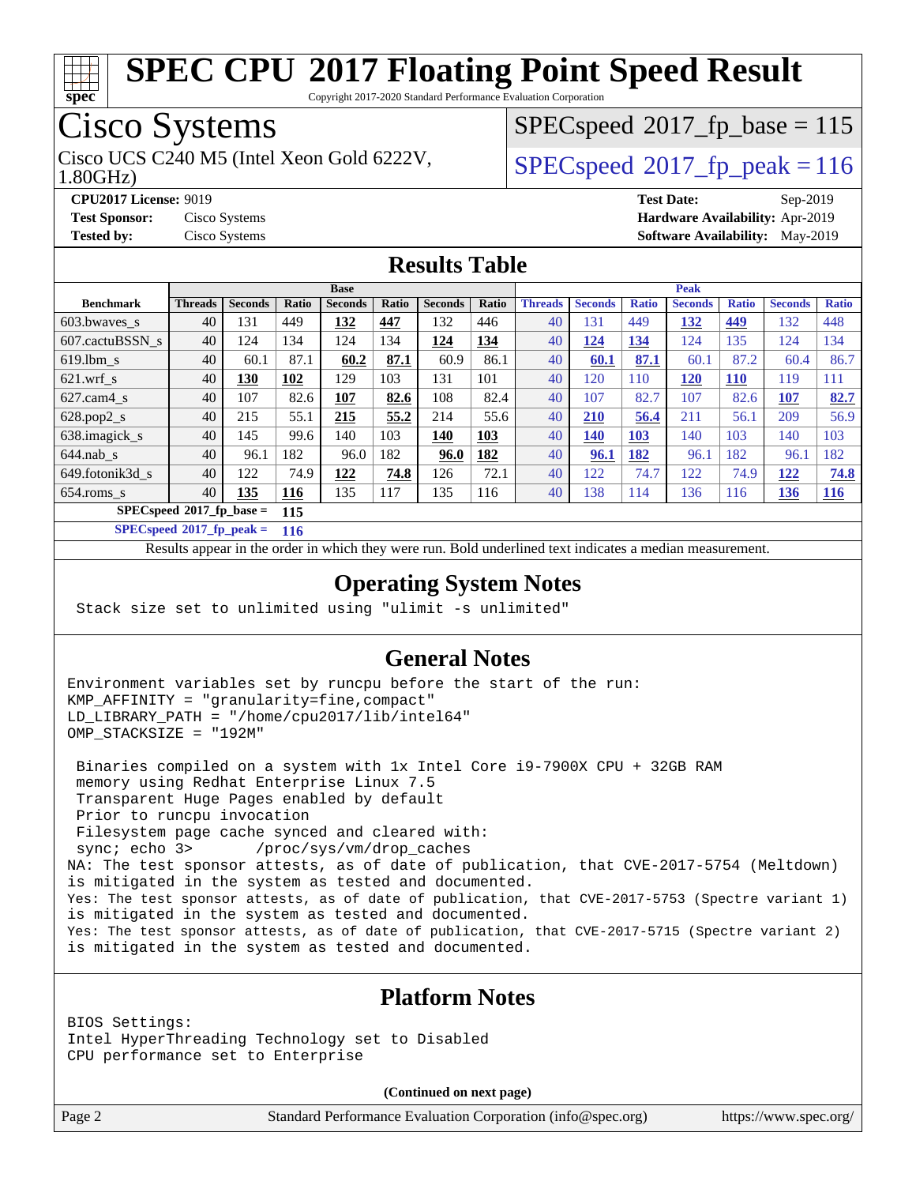# SPEC CPU 2017 Floating Point Speed Result

Copyright 2017-2020 Standard Performance Evaluation Corporation

## Cisco Systems

Cisco UCS C240 M5 (Intel Xeon Gold 6222V, 1.80GHz)

SPECspeed 2017_fp_base = 115

SPECspeed 2017_fp_peak = 116

**CPU2017 License:** 9019
**Test Sponsor:** Cisco Systems
**Tested by:** Cisco Systems

**Test Date:** Sep-2019
**Hardware Availability:** Apr-2019
**Software Availability:** May-2019

## Results Table

| Benchmark | Base | | | | | | | Peak | | | | | | |
|---|---|---|---|---|---|---|---|---|---|---|---|---|---|---|
| | Threads | Seconds | Ratio | Seconds | Ratio | Seconds | Ratio | Threads | Seconds | Ratio | Seconds | Ratio | Seconds | Ratio |
| 603.bwaves_s | 40 | 131 | 449 | **132** | **447** | 132 | 446 | 40 | 131 | 449 | **132** | **449** | 132 | 448 |
| 607.cactuBSSN_s | 40 | 124 | 134 | 124 | 134 | **124** | **134** | 40 | **124** | **134** | 124 | 135 | 124 | 134 |
| 619.lbm_s | 40 | 60.1 | 87.1 | **60.2** | **87.1** | 60.9 | 86.1 | 40 | **60.1** | **87.1** | 60.1 | 87.2 | 60.4 | 86.7 |
| 621.wrf_s | 40 | **130** | **102** | 129 | 103 | 131 | 101 | 40 | 120 | 110 | **120** | **110** | 119 | 111 |
| 627.cam4_s | 40 | 107 | 82.6 | **107** | **82.6** | 108 | 82.4 | 40 | 107 | 82.7 | 107 | 82.6 | **107** | **82.7** |
| 628.pop2_s | 40 | 215 | 55.1 | **215** | **55.2** | 214 | 55.6 | 40 | **210** | **56.4** | 211 | 56.1 | 209 | 56.9 |
| 638.imagick_s | 40 | 145 | 99.6 | 140 | 103 | **140** | **103** | 40 | **140** | **103** | 140 | 103 | 140 | 103 |
| 644.nab_s | 40 | 96.1 | 182 | 96.0 | 182 | **96.0** | **182** | 40 | **96.1** | **182** | 96.1 | 182 | 96.1 | 182 |
| 649.fotonik3d_s | 40 | 122 | 74.9 | **122** | **74.8** | 126 | 72.1 | 40 | 122 | 74.7 | 122 | 74.9 | **122** | **74.8** |
| 654.roms_s | 40 | **135** | **116** | 135 | 117 | 135 | 116 | 40 | 138 | 114 | 136 | 116 | **136** | **116** |

**SPECspeed 2017_fp_base = 115**

**SPECspeed 2017_fp_peak = 116**

Results appear in the order in which they were run. Bold underlined text indicates a median measurement.

## Operating System Notes

```
Stack size set to unlimited using "ulimit -s unlimited"
```

## General Notes

```
Environment variables set by runcpu before the start of the run:
KMP_AFFINITY = "granularity=fine,compact"
LD_LIBRARY_PATH = "/home/cpu2017/lib/intel64"
OMP_STACKSIZE = "192M"

 Binaries compiled on a system with 1x Intel Core i9-7900X CPU + 32GB RAM
 memory using Redhat Enterprise Linux 7.5
 Transparent Huge Pages enabled by default
 Prior to runcpu invocation
 Filesystem page cache synced and cleared with:
 sync; echo 3>       /proc/sys/vm/drop_caches
NA: The test sponsor attests, as of date of publication, that CVE-2017-5754 (Meltdown)
is mitigated in the system as tested and documented.
Yes: The test sponsor attests, as of date of publication, that CVE-2017-5753 (Spectre variant 1)
is mitigated in the system as tested and documented.
Yes: The test sponsor attests, as of date of publication, that CVE-2017-5715 (Spectre variant 2)
is mitigated in the system as tested and documented.
```

## Platform Notes

```
BIOS Settings:
Intel HyperThreading Technology set to Disabled
CPU performance set to Enterprise
```

**(Continued on next page)**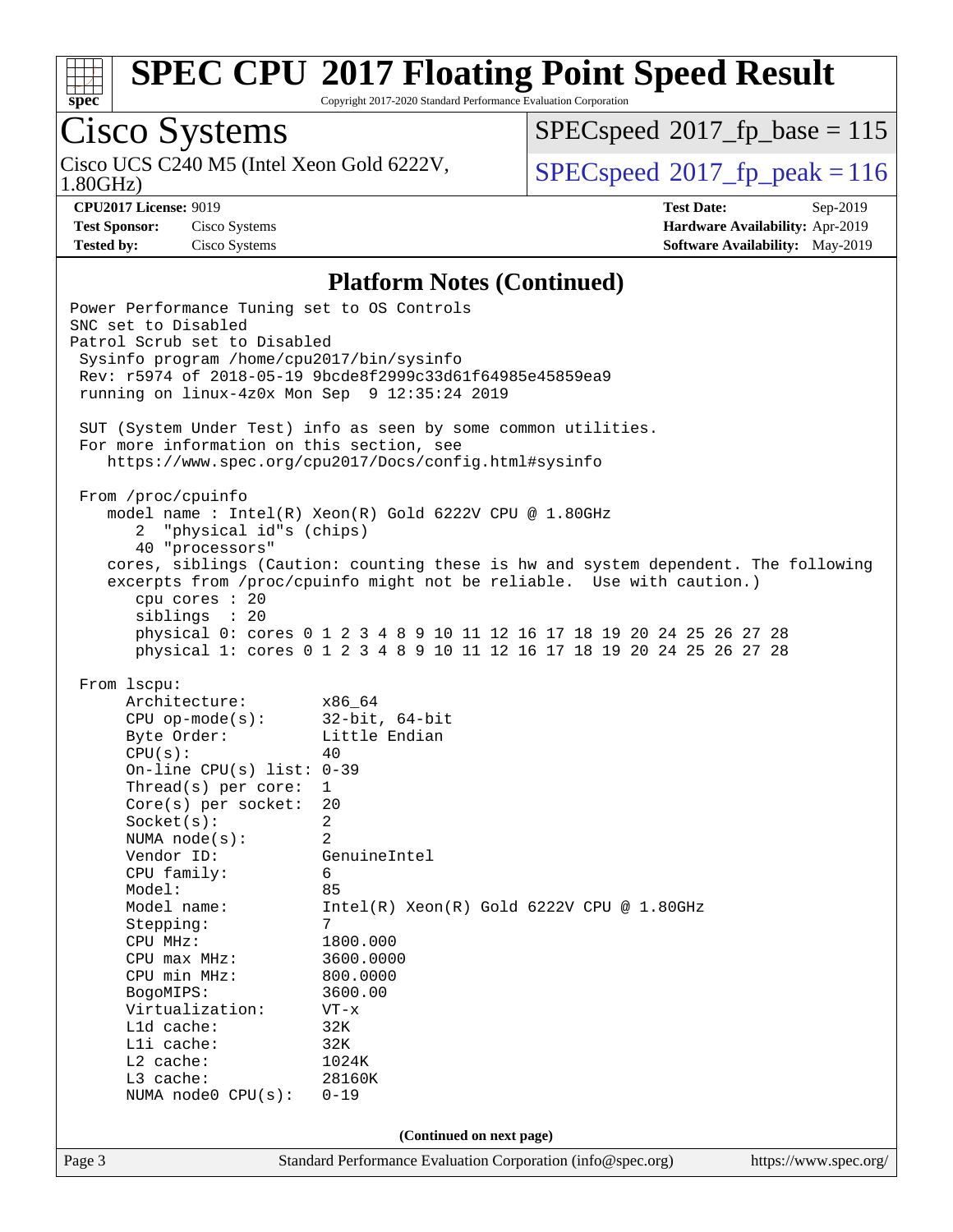## Platform Notes (Continued)

```
Power Performance Tuning set to OS Controls
SNC set to Disabled
Patrol Scrub set to Disabled
 Sysinfo program /home/cpu2017/bin/sysinfo
 Rev: r5974 of 2018-05-19 9bcde8f2999c33d61f64985e45859ea9
 running on linux-4z0x Mon Sep  9 12:35:24 2019

 SUT (System Under Test) info as seen by some common utilities.
 For more information on this section, see
    https://www.spec.org/cpu2017/Docs/config.html#sysinfo

 From /proc/cpuinfo
    model name : Intel(R) Xeon(R) Gold 6222V CPU @ 1.80GHz
       2  "physical id"s (chips)
       40 "processors"
    cores, siblings (Caution: counting these is hw and system dependent. The following
    excerpts from /proc/cpuinfo might not be reliable.  Use with caution.)
       cpu cores : 20
       siblings  : 20
       physical 0: cores 0 1 2 3 4 8 9 10 11 12 16 17 18 19 20 24 25 26 27 28
       physical 1: cores 0 1 2 3 4 8 9 10 11 12 16 17 18 19 20 24 25 26 27 28

 From lscpu:
      Architecture:          x86_64
      CPU op-mode(s):        32-bit, 64-bit
      Byte Order:            Little Endian
      CPU(s):                40
      On-line CPU(s) list: 0-39
      Thread(s) per core:  1
      Core(s) per socket:  20
      Socket(s):             2
      NUMA node(s):          2
      Vendor ID:             GenuineIntel
      CPU family:            6
      Model:                 85
      Model name:            Intel(R) Xeon(R) Gold 6222V CPU @ 1.80GHz
      Stepping:              7
      CPU MHz:               1800.000
      CPU max MHz:           3600.0000
      CPU min MHz:           800.0000
      BogoMIPS:              3600.00
      Virtualization:        VT-x
      L1d cache:             32K
      L1i cache:             32K
      L2 cache:              1024K
      L3 cache:              28160K
      NUMA node0 CPU(s):     0-19
```

(Continued on next page)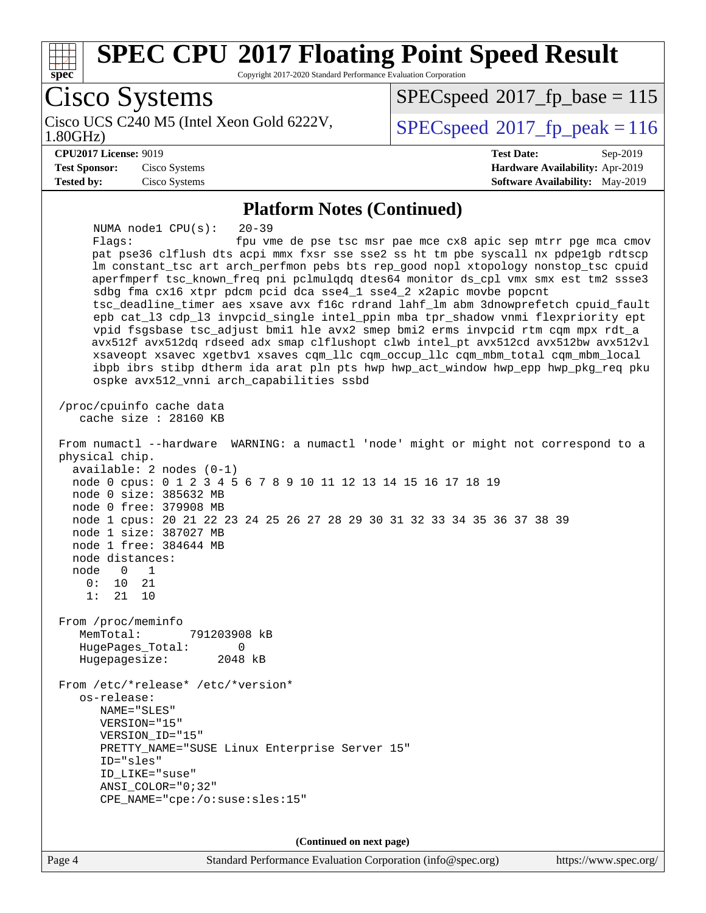## Platform Notes (Continued)

```
      NUMA node1 CPU(s):    20-39
      Flags:                fpu vme de pse tsc msr pae mce cx8 apic sep mtrr pge mca cmov
      pat pse36 clflush dts acpi mmx fxsr sse sse2 ss ht tm pbe syscall nx pdpe1gb rdtscp
      lm constant_tsc art arch_perfmon pebs bts rep_good nopl xtopology nonstop_tsc cpuid
      aperfmperf tsc_known_freq pni pclmulqdq dtes64 monitor ds_cpl vmx smx est tm2 ssse3
      sdbg fma cx16 xtpr pdcm pcid dca sse4_1 sse4_2 x2apic movbe popcnt
      tsc_deadline_timer aes xsave avx f16c rdrand lahf_lm abm 3dnowprefetch cpuid_fault
      epb cat_l3 cdp_l3 invpcid_single intel_ppin mba tpr_shadow vnmi flexpriority ept
      vpid fsgsbase tsc_adjust bmi1 hle avx2 smep bmi2 erms invpcid rtm cqm mpx rdt_a
      avx512f avx512dq rdseed adx smap clflushopt clwb intel_pt avx512cd avx512bw avx512vl
      xsaveopt xsavec xgetbv1 xsaves cqm_llc cqm_occup_llc cqm_mbm_total cqm_mbm_local
      ibpb ibrs stibp dtherm ida arat pln pts hwp hwp_act_window hwp_epp hwp_pkg_req pku
      ospke avx512_vnni arch_capabilities ssbd

 /proc/cpuinfo cache data
    cache size : 28160 KB

 From numactl --hardware  WARNING: a numactl 'node' might or might not correspond to a
 physical chip.
   available: 2 nodes (0-1)
   node 0 cpus: 0 1 2 3 4 5 6 7 8 9 10 11 12 13 14 15 16 17 18 19
   node 0 size: 385632 MB
   node 0 free: 379908 MB
   node 1 cpus: 20 21 22 23 24 25 26 27 28 29 30 31 32 33 34 35 36 37 38 39
   node 1 size: 387027 MB
   node 1 free: 384644 MB
   node distances:
   node   0   1
     0:  10  21
     1:  21  10

 From /proc/meminfo
    MemTotal:       791203908 kB
    HugePages_Total:       0
    Hugepagesize:       2048 kB

 From /etc/*release* /etc/*version*
    os-release:
       NAME="SLES"
       VERSION="15"
       VERSION_ID="15"
       PRETTY_NAME="SUSE Linux Enterprise Server 15"
       ID="sles"
       ID_LIKE="suse"
       ANSI_COLOR="0;32"
       CPE_NAME="cpe:/o:suse:sles:15"
```

(Continued on next page)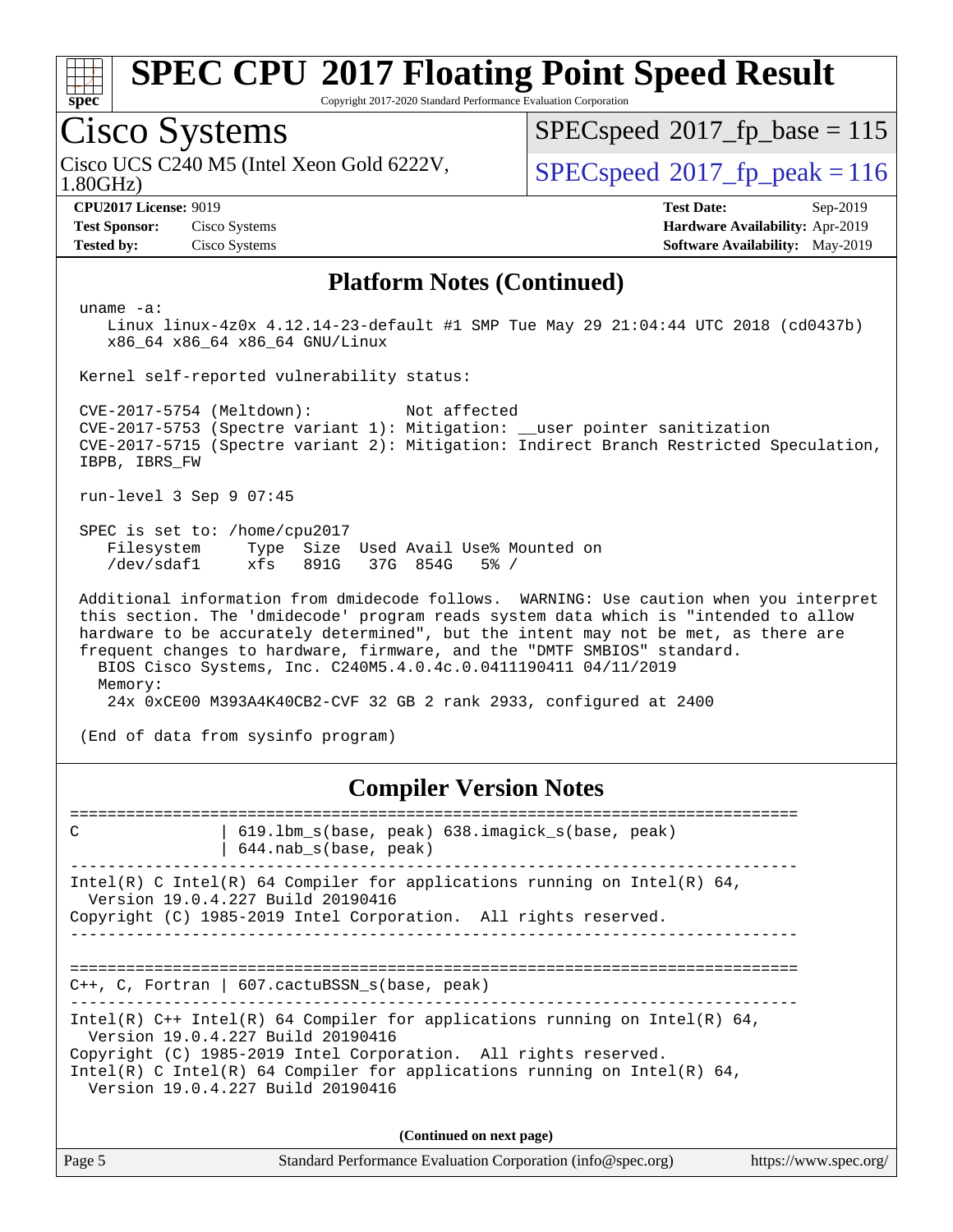# SPEC CPU 2017 Floating Point Speed Result

Copyright 2017-2020 Standard Performance Evaluation Corporation

## Cisco Systems

Cisco UCS C240 M5 (Intel Xeon Gold 6222V, 1.80GHz)

SPECspeed 2017_fp_base = 115

SPECspeed 2017_fp_peak = 116

**CPU2017 License:** 9019
**Test Sponsor:** Cisco Systems
**Tested by:** Cisco Systems

**Test Date:** Sep-2019
**Hardware Availability:** Apr-2019
**Software Availability:** May-2019

### Platform Notes (Continued)

```
uname -a:
   Linux linux-4z0x 4.12.14-23-default #1 SMP Tue May 29 21:04:44 UTC 2018 (cd0437b)
   x86_64 x86_64 x86_64 GNU/Linux

Kernel self-reported vulnerability status:

CVE-2017-5754 (Meltdown):          Not affected
CVE-2017-5753 (Spectre variant 1): Mitigation: __user pointer sanitization
CVE-2017-5715 (Spectre variant 2): Mitigation: Indirect Branch Restricted Speculation,
IBPB, IBRS_FW

run-level 3 Sep 9 07:45

SPEC is set to: /home/cpu2017
   Filesystem     Type  Size  Used Avail Use% Mounted on
   /dev/sdaf1     xfs   891G   37G  854G   5% /

Additional information from dmidecode follows.  WARNING: Use caution when you interpret
this section. The 'dmidecode' program reads system data which is "intended to allow
hardware to be accurately determined", but the intent may not be met, as there are
frequent changes to hardware, firmware, and the "DMTF SMBIOS" standard.
  BIOS Cisco Systems, Inc. C240M5.4.0.4c.0.0411190411 04/11/2019
  Memory:
    24x 0xCE00 M393A4K40CB2-CVF 32 GB 2 rank 2933, configured at 2400

(End of data from sysinfo program)
```

### Compiler Version Notes

```
==============================================================================
C               | 619.lbm_s(base, peak) 638.imagick_s(base, peak)
                | 644.nab_s(base, peak)
------------------------------------------------------------------------------
Intel(R) C Intel(R) 64 Compiler for applications running on Intel(R) 64,
  Version 19.0.4.227 Build 20190416
Copyright (C) 1985-2019 Intel Corporation.  All rights reserved.
------------------------------------------------------------------------------

==============================================================================
C++, C, Fortran | 607.cactuBSSN_s(base, peak)
------------------------------------------------------------------------------
Intel(R) C++ Intel(R) 64 Compiler for applications running on Intel(R) 64,
  Version 19.0.4.227 Build 20190416
Copyright (C) 1985-2019 Intel Corporation.  All rights reserved.
Intel(R) C Intel(R) 64 Compiler for applications running on Intel(R) 64,
  Version 19.0.4.227 Build 20190416
```

(Continued on next page)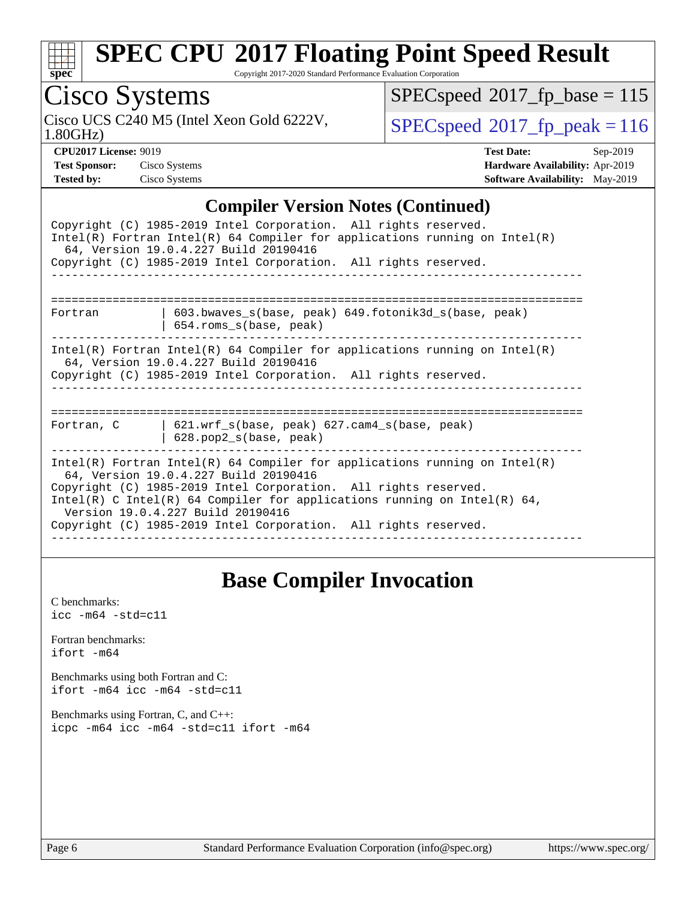## Compiler Version Notes (Continued)

```
Copyright (C) 1985-2019 Intel Corporation.  All rights reserved.
Intel(R) Fortran Intel(R) 64 Compiler for applications running on Intel(R)
  64, Version 19.0.4.227 Build 20190416
Copyright (C) 1985-2019 Intel Corporation.  All rights reserved.
------------------------------------------------------------------------------

==============================================================================
Fortran          | 603.bwaves_s(base, peak) 649.fotonik3d_s(base, peak)
                 | 654.roms_s(base, peak)
------------------------------------------------------------------------------
Intel(R) Fortran Intel(R) 64 Compiler for applications running on Intel(R)
  64, Version 19.0.4.227 Build 20190416
Copyright (C) 1985-2019 Intel Corporation.  All rights reserved.
------------------------------------------------------------------------------

==============================================================================
Fortran, C       | 621.wrf_s(base, peak) 627.cam4_s(base, peak)
                 | 628.pop2_s(base, peak)
------------------------------------------------------------------------------
Intel(R) Fortran Intel(R) 64 Compiler for applications running on Intel(R)
  64, Version 19.0.4.227 Build 20190416
Copyright (C) 1985-2019 Intel Corporation.  All rights reserved.
Intel(R) C Intel(R) 64 Compiler for applications running on Intel(R) 64,
  Version 19.0.4.227 Build 20190416
Copyright (C) 1985-2019 Intel Corporation.  All rights reserved.
------------------------------------------------------------------------------
```

## Base Compiler Invocation

C benchmarks:
```
icc -m64 -std=c11
```

Fortran benchmarks:
```
ifort -m64
```

Benchmarks using both Fortran and C:
```
ifort -m64 icc -m64 -std=c11
```

Benchmarks using Fortran, C, and C++:
```
icpc -m64 icc -m64 -std=c11 ifort -m64
```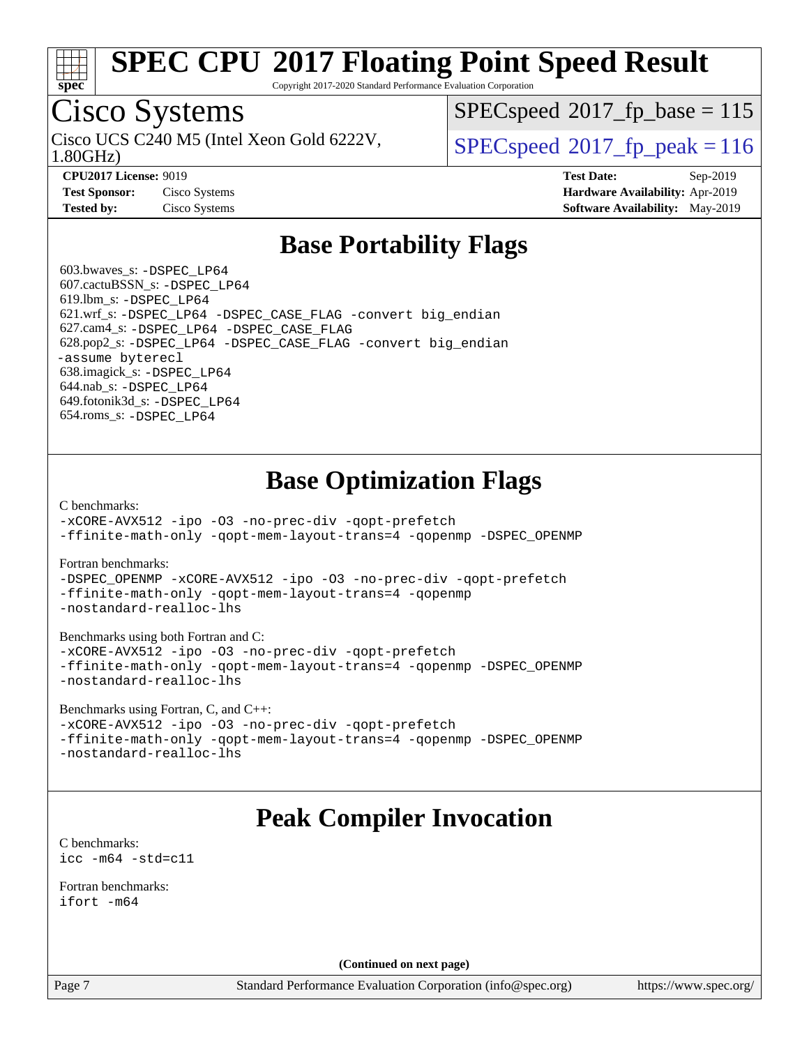# SPEC CPU 2017 Floating Point Speed Result

Copyright 2017-2020 Standard Performance Evaluation Corporation

## Cisco Systems

Cisco UCS C240 M5 (Intel Xeon Gold 6222V, 1.80GHz)

SPECspeed 2017_fp_base = 115

SPECspeed 2017_fp_peak = 116

**CPU2017 License:** 9019
**Test Sponsor:** Cisco Systems
**Tested by:** Cisco Systems

**Test Date:** Sep-2019
**Hardware Availability:** Apr-2019
**Software Availability:** May-2019

## Base Portability Flags

603.bwaves_s: `-DSPEC_LP64`
607.cactuBSSN_s: `-DSPEC_LP64`
619.lbm_s: `-DSPEC_LP64`
621.wrf_s: `-DSPEC_LP64 -DSPEC_CASE_FLAG -convert big_endian`
627.cam4_s: `-DSPEC_LP64 -DSPEC_CASE_FLAG`
628.pop2_s: `-DSPEC_LP64 -DSPEC_CASE_FLAG -convert big_endian -assume byterecl`
638.imagick_s: `-DSPEC_LP64`
644.nab_s: `-DSPEC_LP64`
649.fotonik3d_s: `-DSPEC_LP64`
654.roms_s: `-DSPEC_LP64`

## Base Optimization Flags

C benchmarks:

```
-xCORE-AVX512 -ipo -O3 -no-prec-div -qopt-prefetch
-ffinite-math-only -qopt-mem-layout-trans=4 -qopenmp -DSPEC_OPENMP
```

Fortran benchmarks:

```
-DSPEC_OPENMP -xCORE-AVX512 -ipo -O3 -no-prec-div -qopt-prefetch
-ffinite-math-only -qopt-mem-layout-trans=4 -qopenmp
-nostandard-realloc-lhs
```

Benchmarks using both Fortran and C:

```
-xCORE-AVX512 -ipo -O3 -no-prec-div -qopt-prefetch
-ffinite-math-only -qopt-mem-layout-trans=4 -qopenmp -DSPEC_OPENMP
-nostandard-realloc-lhs
```

Benchmarks using Fortran, C, and C++:

```
-xCORE-AVX512 -ipo -O3 -no-prec-div -qopt-prefetch
-ffinite-math-only -qopt-mem-layout-trans=4 -qopenmp -DSPEC_OPENMP
-nostandard-realloc-lhs
```

## Peak Compiler Invocation

C benchmarks:

```
icc -m64 -std=c11
```

Fortran benchmarks:

```
ifort -m64
```

**(Continued on next page)**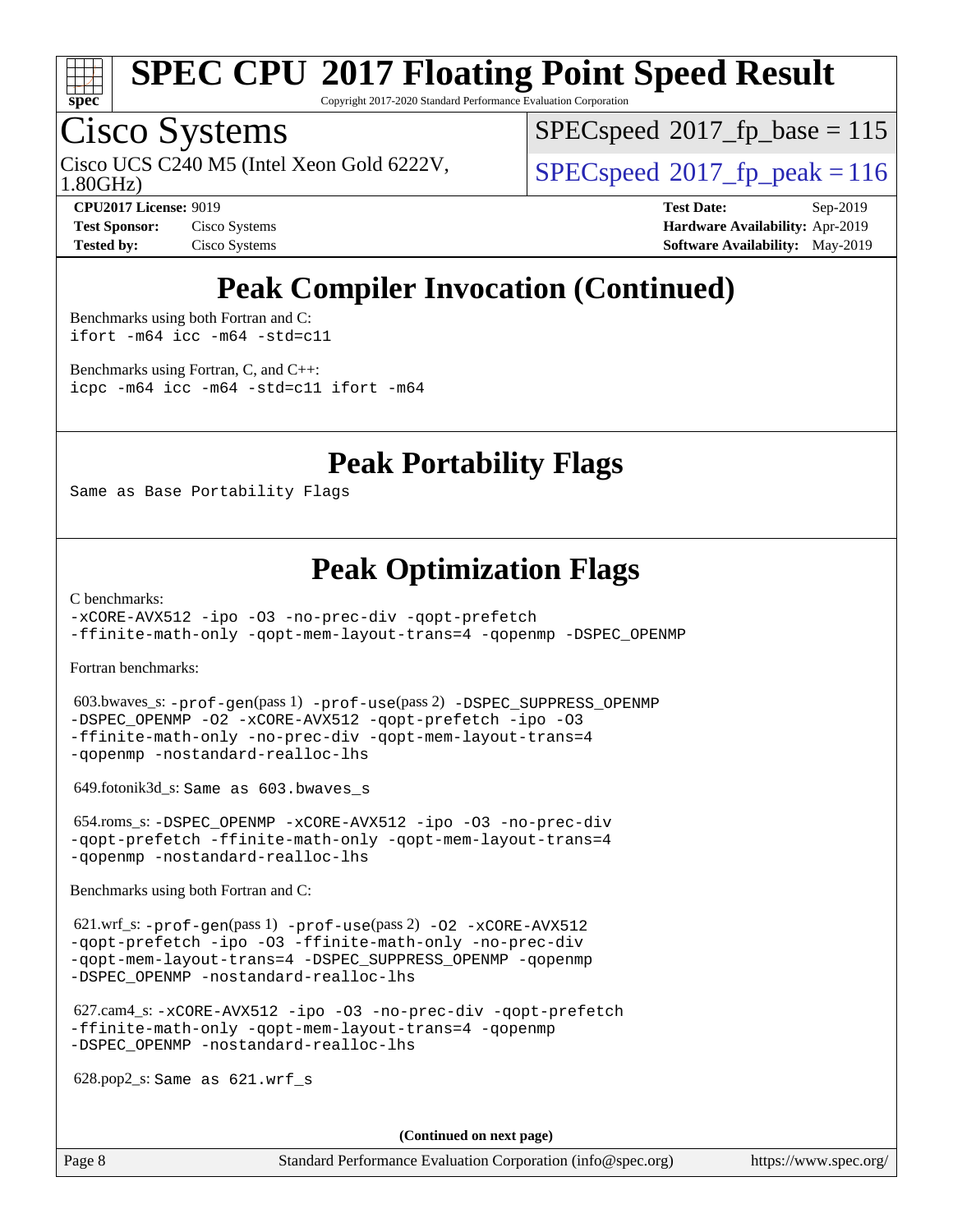# SPEC CPU 2017 Floating Point Speed Result

Copyright 2017-2020 Standard Performance Evaluation Corporation

## Cisco Systems

Cisco UCS C240 M5 (Intel Xeon Gold 6222V, 1.80GHz)

SPECspeed 2017_fp_base = 115

SPECspeed 2017_fp_peak = 116

**CPU2017 License:** 9019
**Test Sponsor:** Cisco Systems
**Tested by:** Cisco Systems

**Test Date:** Sep-2019
**Hardware Availability:** Apr-2019
**Software Availability:** May-2019

# Peak Compiler Invocation (Continued)

Benchmarks using both Fortran and C:
```
ifort -m64 icc -m64 -std=c11
```

Benchmarks using Fortran, C, and C++:
```
icpc -m64 icc -m64 -std=c11 ifort -m64
```

# Peak Portability Flags

```
Same as Base Portability Flags
```

# Peak Optimization Flags

C benchmarks:
```
-xCORE-AVX512 -ipo -O3 -no-prec-div -qopt-prefetch
-ffinite-math-only -qopt-mem-layout-trans=4 -qopenmp -DSPEC_OPENMP
```

Fortran benchmarks:

603.bwaves_s: -prof-gen(pass 1) -prof-use(pass 2) -DSPEC_SUPPRESS_OPENMP -DSPEC_OPENMP -O2 -xCORE-AVX512 -qopt-prefetch -ipo -O3 -ffinite-math-only -no-prec-div -qopt-mem-layout-trans=4 -qopenmp -nostandard-realloc-lhs

649.fotonik3d_s: Same as 603.bwaves_s

654.roms_s: -DSPEC_OPENMP -xCORE-AVX512 -ipo -O3 -no-prec-div -qopt-prefetch -ffinite-math-only -qopt-mem-layout-trans=4 -qopenmp -nostandard-realloc-lhs

Benchmarks using both Fortran and C:

621.wrf_s: -prof-gen(pass 1) -prof-use(pass 2) -O2 -xCORE-AVX512 -qopt-prefetch -ipo -O3 -ffinite-math-only -no-prec-div -qopt-mem-layout-trans=4 -DSPEC_SUPPRESS_OPENMP -qopenmp -DSPEC_OPENMP -nostandard-realloc-lhs

627.cam4_s: -xCORE-AVX512 -ipo -O3 -no-prec-div -qopt-prefetch -ffinite-math-only -qopt-mem-layout-trans=4 -qopenmp -DSPEC_OPENMP -nostandard-realloc-lhs

628.pop2_s: Same as 621.wrf_s

(Continued on next page)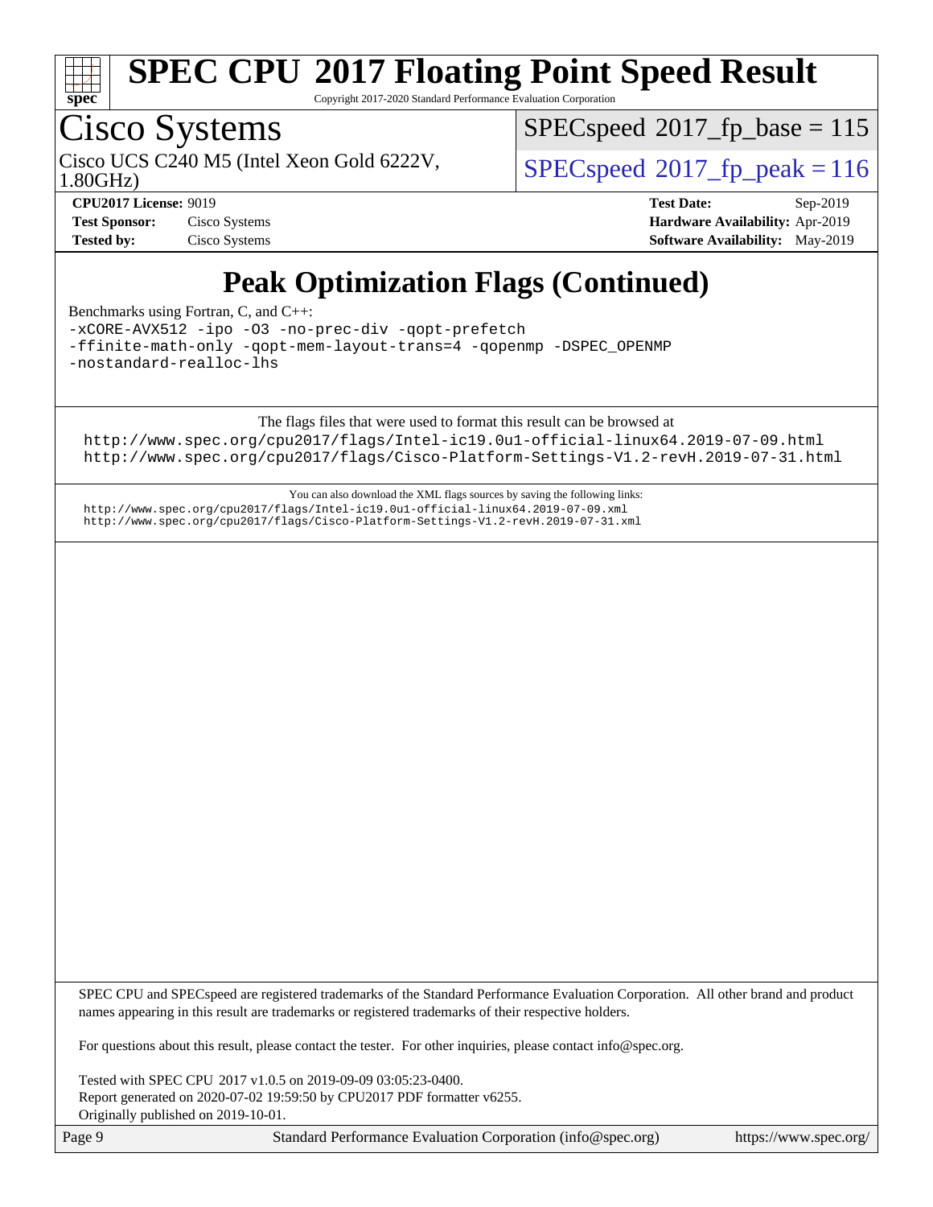# Peak Optimization Flags (Continued)

Benchmarks using Fortran, C, and C++:

```
-xCORE-AVX512 -ipo -O3 -no-prec-div -qopt-prefetch
-ffinite-math-only -qopt-mem-layout-trans=4 -qopenmp -DSPEC_OPENMP
-nostandard-realloc-lhs
```

The flags files that were used to format this result can be browsed at

http://www.spec.org/cpu2017/flags/Intel-ic19.0u1-official-linux64.2019-07-09.html
http://www.spec.org/cpu2017/flags/Cisco-Platform-Settings-V1.2-revH.2019-07-31.html

You can also download the XML flags sources by saving the following links:

http://www.spec.org/cpu2017/flags/Intel-ic19.0u1-official-linux64.2019-07-09.xml
http://www.spec.org/cpu2017/flags/Cisco-Platform-Settings-V1.2-revH.2019-07-31.xml

SPEC CPU and SPECspeed are registered trademarks of the Standard Performance Evaluation Corporation. All other brand and product names appearing in this result are trademarks or registered trademarks of their respective holders.

For questions about this result, please contact the tester. For other inquiries, please contact info@spec.org.

Tested with SPEC CPU 2017 v1.0.5 on 2019-09-09 03:05:23-0400.
Report generated on 2020-07-02 19:59:50 by CPU2017 PDF formatter v6255.
Originally published on 2019-10-01.